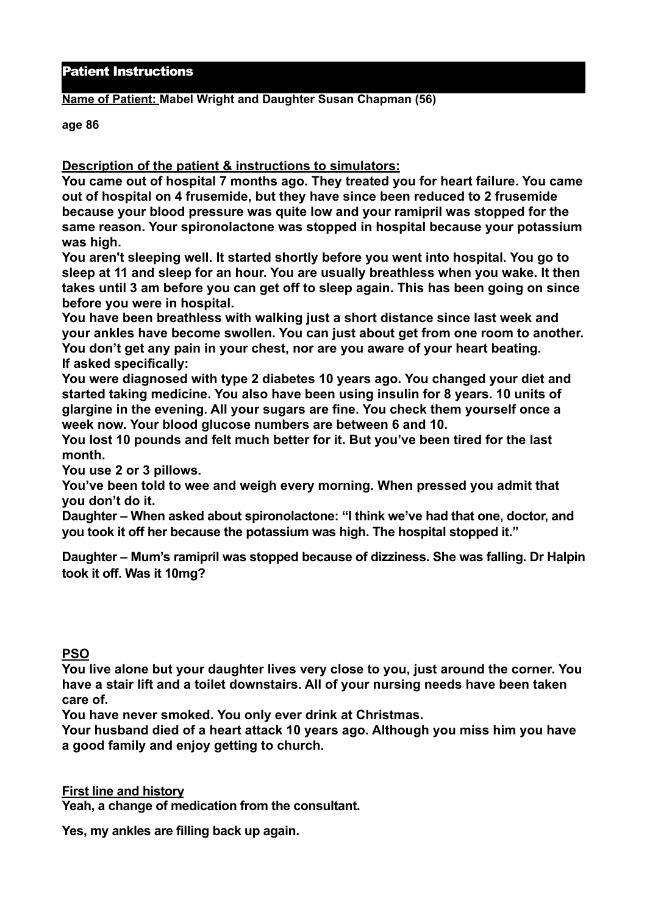# Patient Instructions

**Name of Patient:** **Mabel Wright and Daughter Susan Chapman (56)**

**age 86**

**Description of the patient & instructions to simulators:**

**You came out of hospital 7 months ago. They treated you for heart failure. You came out of hospital on 4 frusemide, but they have since been reduced to 2 frusemide because your blood pressure was quite low and your ramipril was stopped for the same reason. Your spironolactone was stopped in hospital because your potassium was high.**

**You aren't sleeping well. It started shortly before you went into hospital. You go to sleep at 11 and sleep for an hour. You are usually breathless when you wake. It then takes until 3 am before you can get off to sleep again. This has been going on since before you were in hospital.**

**You have been breathless with walking just a short distance since last week and your ankles have become swollen. You can just about get from one room to another. You don't get any pain in your chest, nor are you aware of your heart beating.**

**If asked specifically:**

**You were diagnosed with type 2 diabetes 10 years ago. You changed your diet and started taking medicine. You also have been using insulin for 8 years. 10 units of glargine in the evening. All your sugars are fine. You check them yourself once a week now. Your blood glucose numbers are between 6 and 10.**

**You lost 10 pounds and felt much better for it. But you've been tired for the last month.**

**You use 2 or 3 pillows.**

**You've been told to wee and weigh every morning. When pressed you admit that you don't do it.**

**Daughter – When asked about spironolactone: "I think we've had that one, doctor, and you took it off her because the potassium was high. The hospital stopped it."**

**Daughter – Mum's ramipril was stopped because of dizziness. She was falling. Dr Halpin took it off. Was it 10mg?**

**PSO**

**You live alone but your daughter lives very close to you, just around the corner. You have a stair lift and a toilet downstairs. All of your nursing needs have been taken care of.**

**You have never smoked. You only ever drink at Christmas.**

**Your husband died of a heart attack 10 years ago. Although you miss him you have a good family and enjoy getting to church.**

**First line and history**

**Yeah, a change of medication from the consultant.**

**Yes, my ankles are filling back up again.**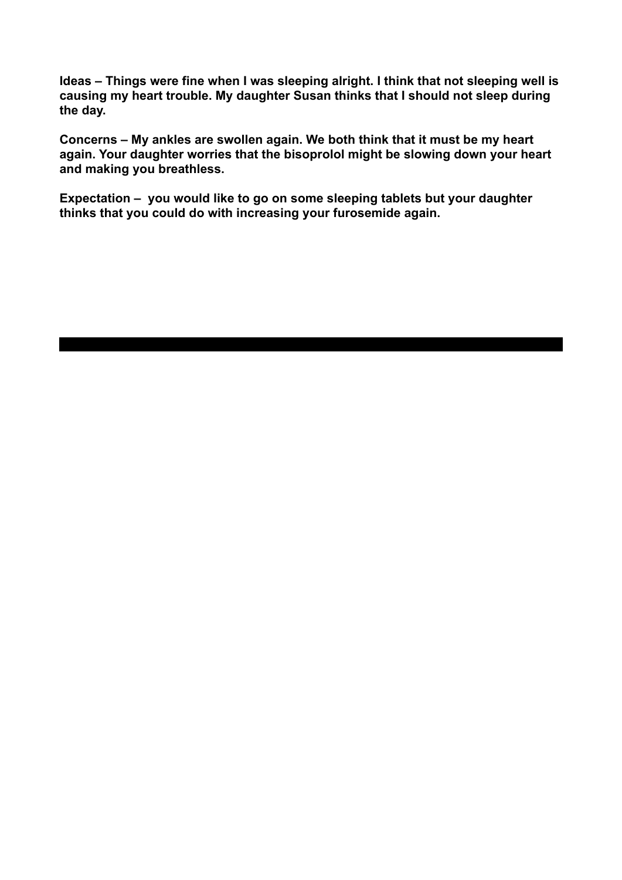**Ideas – Things were fine when I was sleeping alright. I think that not sleeping well is causing my heart trouble. My daughter Susan thinks that I should not sleep during the day.**

**Concerns – My ankles are swollen again. We both think that it must be my heart again. Your daughter worries that the bisoprolol might be slowing down your heart and making you breathless.**

**Expectation – you would like to go on some sleeping tablets but your daughter thinks that you could do with increasing your furosemide again.**